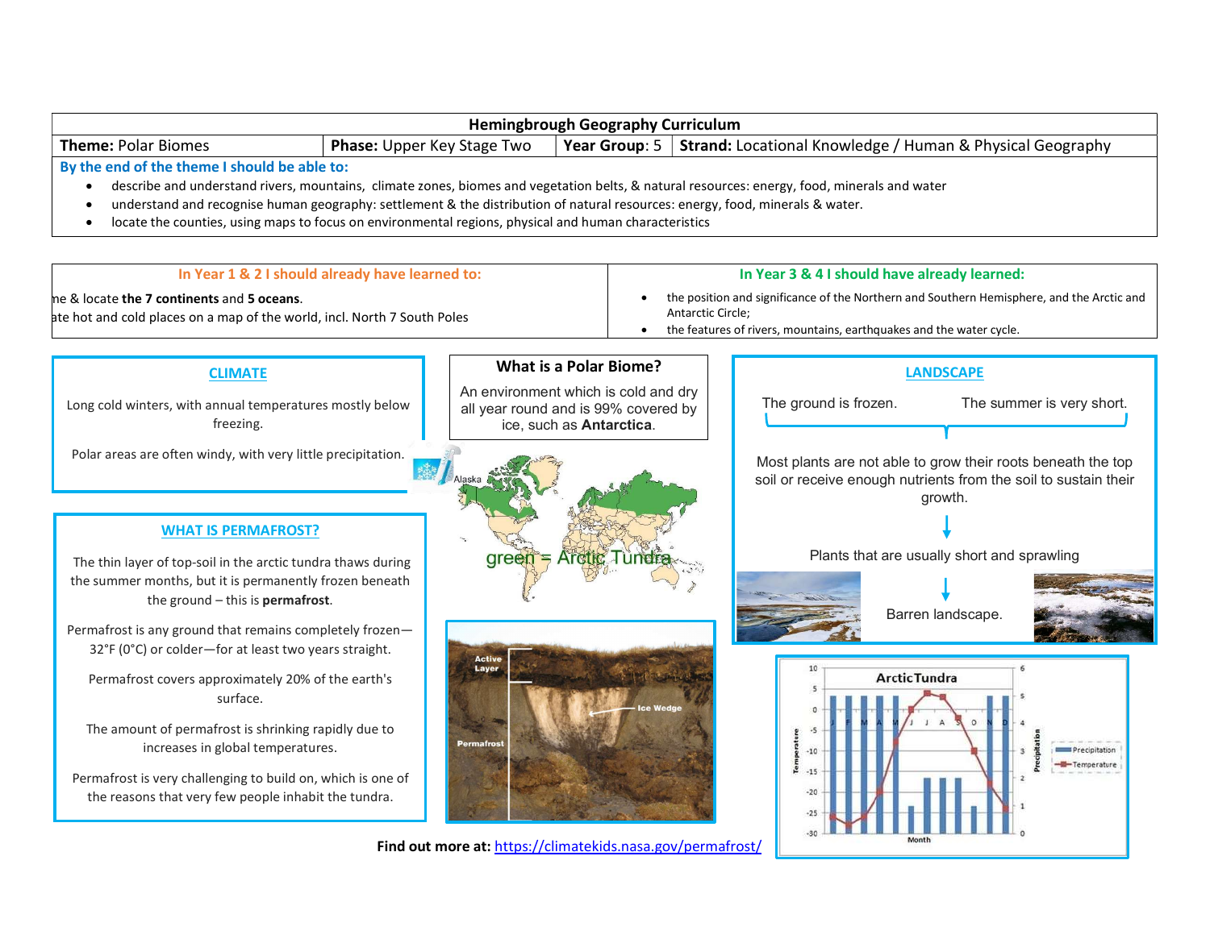# Hemingbrough Geography Curriculum

| **Theme:** Polar Biomes | **Phase:** Upper Key Stage Two | **Year Group**: 5 | **Strand:** Locational Knowledge / Human & Physical Geography |
|---|---|---|---|

**By the end of the theme I should be able to:**

- describe and understand rivers, mountains, climate zones, biomes and vegetation belts, & natural resources: energy, food, minerals and water
- understand and recognise human geography: settlement & the distribution of natural resources: energy, food, minerals & water.
- locate the counties, using maps to focus on environmental regions, physical and human characteristics

**In Year 1 & 2 I should already have learned to:**

ne & locate **the 7 continents** and **5 oceans**.
ate hot and cold places on a map of the world, incl. North 7 South Poles

**In Year 3 & 4 I should have already learned:**

- the position and significance of the Northern and Southern Hemisphere, and the Arctic and Antarctic Circle;
- the features of rivers, mountains, earthquakes and the water cycle.

## CLIMATE

Long cold winters, with annual temperatures mostly below freezing.

Polar areas are often windy, with very little precipitation.

## What is a Polar Biome?

An environment which is cold and dry all year round and is 99% covered by ice, such as **Antarctica**.

Alaska

green = Arctic Tundra

## LANDSCAPE

The ground is frozen. The summer is very short.

Most plants are not able to grow their roots beneath the top soil or receive enough nutrients from the soil to sustain their growth.

↓

Plants that are usually short and sprawling

↓

Barren landscape.

## WHAT IS PERMAFROST?

The thin layer of top-soil in the arctic tundra thaws during the summer months, but it is permanently frozen beneath the ground – this is **permafrost**.

Permafrost is any ground that remains completely frozen—32°F (0°C) or colder—for at least two years straight.

Permafrost covers approximately 20% of the earth's surface.

The amount of permafrost is shrinking rapidly due to increases in global temperatures.

Permafrost is very challenging to build on, which is one of the reasons that very few people inhabit the tundra.

Active Layer

Ice Wedge

Permafrost

ArcticTundra

Temperature — Precipitation — Month — J F M A M J J A S O N D

Precipitation / Temperature

**Find out more at:** https://climatekids.nasa.gov/permafrost/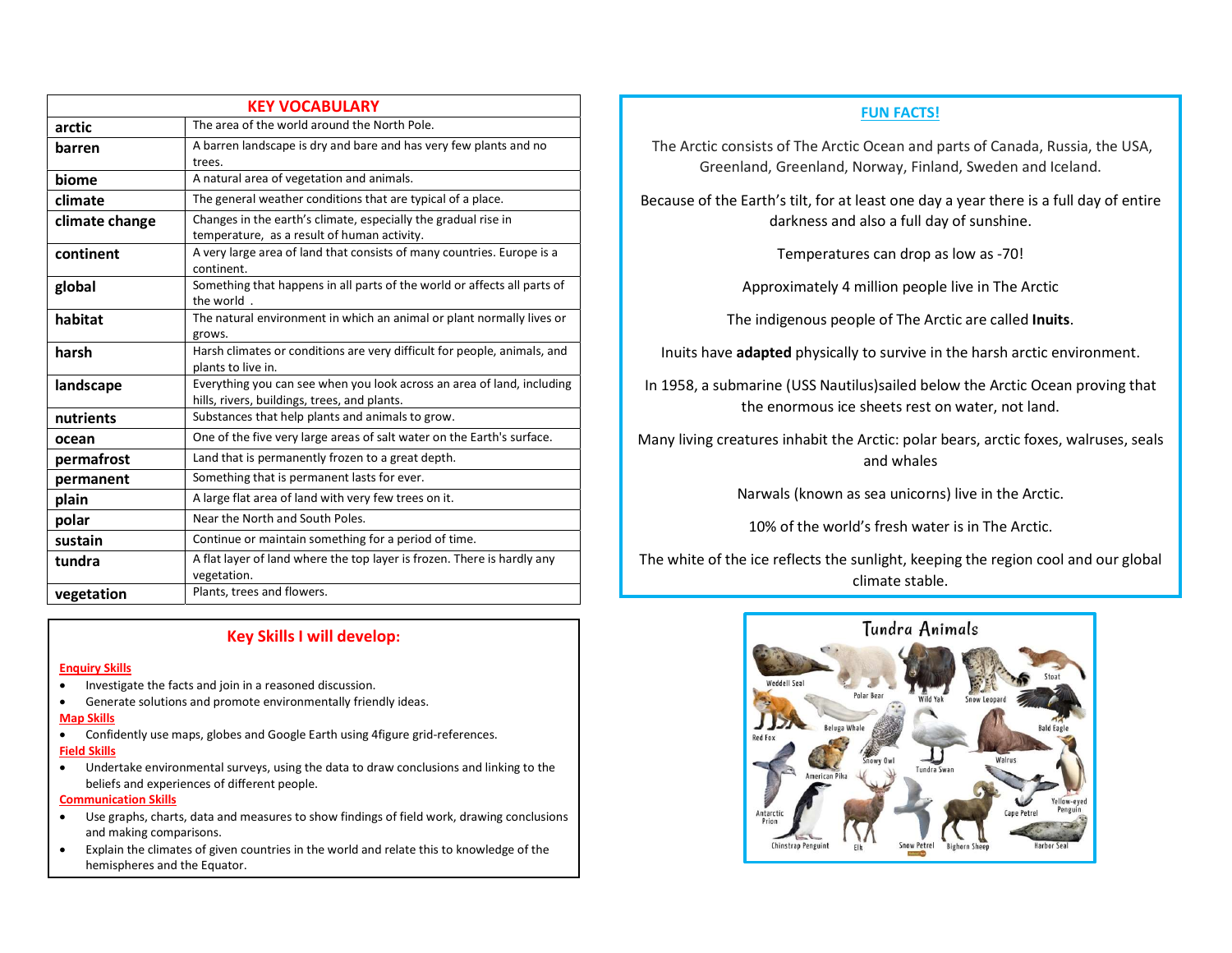| KEY VOCABULARY | |
|---|---|
| **arctic** | The area of the world around the North Pole. |
| **barren** | A barren landscape is dry and bare and has very few plants and no trees. |
| **biome** | A natural area of vegetation and animals. |
| **climate** | The general weather conditions that are typical of a place. |
| **climate change** | Changes in the earth's climate, especially the gradual rise in temperature, as a result of human activity. |
| **continent** | A very large area of land that consists of many countries. Europe is a continent. |
| **global** | Something that happens in all parts of the world or affects all parts of the world . |
| **habitat** | The natural environment in which an animal or plant normally lives or grows. |
| **harsh** | Harsh climates or conditions are very difficult for people, animals, and plants to live in. |
| **landscape** | Everything you can see when you look across an area of land, including hills, rivers, buildings, trees, and plants. |
| **nutrients** | Substances that help plants and animals to grow. |
| **ocean** | One of the five very large areas of salt water on the Earth's surface. |
| **permafrost** | Land that is permanently frozen to a great depth. |
| **permanent** | Something that is permanent lasts for ever. |
| **plain** | A large flat area of land with very few trees on it. |
| **polar** | Near the North and South Poles. |
| **sustain** | Continue or maintain something for a period of time. |
| **tundra** | A flat layer of land where the top layer is frozen. There is hardly any vegetation. |
| **vegetation** | Plants, trees and flowers. |

## Key Skills I will develop:

**Enquiry Skills**

- Investigate the facts and join in a reasoned discussion.
- Generate solutions and promote environmentally friendly ideas.

**Map Skills**

- Confidently use maps, globes and Google Earth using 4figure grid-references.

**Field Skills**

- Undertake environmental surveys, using the data to draw conclusions and linking to the beliefs and experiences of different people.

**Communication Skills**

- Use graphs, charts, data and measures to show findings of field work, drawing conclusions and making comparisons.
- Explain the climates of given countries in the world and relate this to knowledge of the hemispheres and the Equator.

## FUN FACTS!

The Arctic consists of The Arctic Ocean and parts of Canada, Russia, the USA, Greenland, Greenland, Norway, Finland, Sweden and Iceland.

Because of the Earth's tilt, for at least one day a year there is a full day of entire darkness and also a full day of sunshine.

Temperatures can drop as low as -70!

Approximately 4 million people live in The Arctic

The indigenous people of The Arctic are called **Inuits**.

Inuits have **adapted** physically to survive in the harsh arctic environment.

In 1958, a submarine (USS Nautilus)sailed below the Arctic Ocean proving that the enormous ice sheets rest on water, not land.

Many living creatures inhabit the Arctic: polar bears, arctic foxes, walruses, seals and whales

Narwals (known as sea unicorns) live in the Arctic.

10% of the world's fresh water is in The Arctic.

The white of the ice reflects the sunlight, keeping the region cool and our global climate stable.

Tundra Animals

Weddell Seal
Polar Bear
Wild Yak
Snow Leopard
Stoat
Red Fox
Beluga Whale
Snowy Owl
Tundra Swan
Walrus
Bald Eagle
American Pika
Antarctic Prion
Chinstrap Penguin
Elk
Snow Petrel
Bighorn Sheep
Cape Petrel
Yellow-eyed Penguin
Harbor Seal